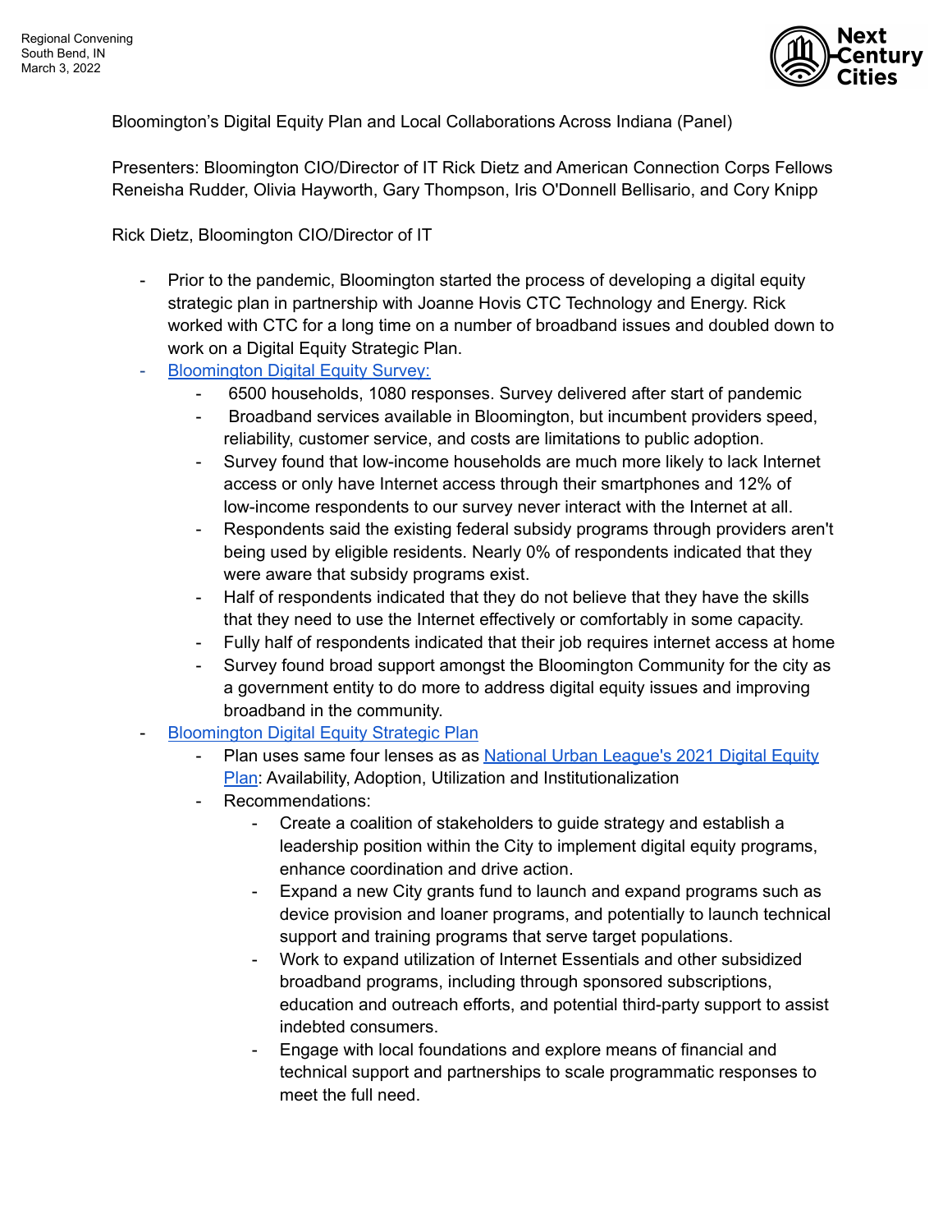Regional Convening
South Bend, IN
March 3, 2022

Bloomington's Digital Equity Plan and Local Collaborations Across Indiana (Panel)

Presenters: Bloomington CIO/Director of IT Rick Dietz and American Connection Corps Fellows Reneisha Rudder, Olivia Hayworth, Gary Thompson, Iris O'Donnell Bellisario, and Cory Knipp

Rick Dietz, Bloomington CIO/Director of IT

- Prior to the pandemic, Bloomington started the process of developing a digital equity strategic plan in partnership with Joanne Hovis CTC Technology and Energy. Rick worked with CTC for a long time on a number of broadband issues and doubled down to work on a Digital Equity Strategic Plan.
- Bloomington Digital Equity Survey:
    - 6500 households, 1080 responses. Survey delivered after start of pandemic
    - Broadband services available in Bloomington, but incumbent providers speed, reliability, customer service, and costs are limitations to public adoption.
    - Survey found that low-income households are much more likely to lack Internet access or only have Internet access through their smartphones and 12% of low-income respondents to our survey never interact with the Internet at all.
    - Respondents said the existing federal subsidy programs through providers aren't being used by eligible residents. Nearly 0% of respondents indicated that they were aware that subsidy programs exist.
    - Half of respondents indicated that they do not believe that they have the skills that they need to use the Internet effectively or comfortably in some capacity.
    - Fully half of respondents indicated that their job requires internet access at home
    - Survey found broad support amongst the Bloomington Community for the city as a government entity to do more to address digital equity issues and improving broadband in the community.
- Bloomington Digital Equity Strategic Plan
    - Plan uses same four lenses as as National Urban League's 2021 Digital Equity Plan: Availability, Adoption, Utilization and Institutionalization
    - Recommendations:
        - Create a coalition of stakeholders to guide strategy and establish a leadership position within the City to implement digital equity programs, enhance coordination and drive action.
        - Expand a new City grants fund to launch and expand programs such as device provision and loaner programs, and potentially to launch technical support and training programs that serve target populations.
        - Work to expand utilization of Internet Essentials and other subsidized broadband programs, including through sponsored subscriptions, education and outreach efforts, and potential third-party support to assist indebted consumers.
        - Engage with local foundations and explore means of financial and technical support and partnerships to scale programmatic responses to meet the full need.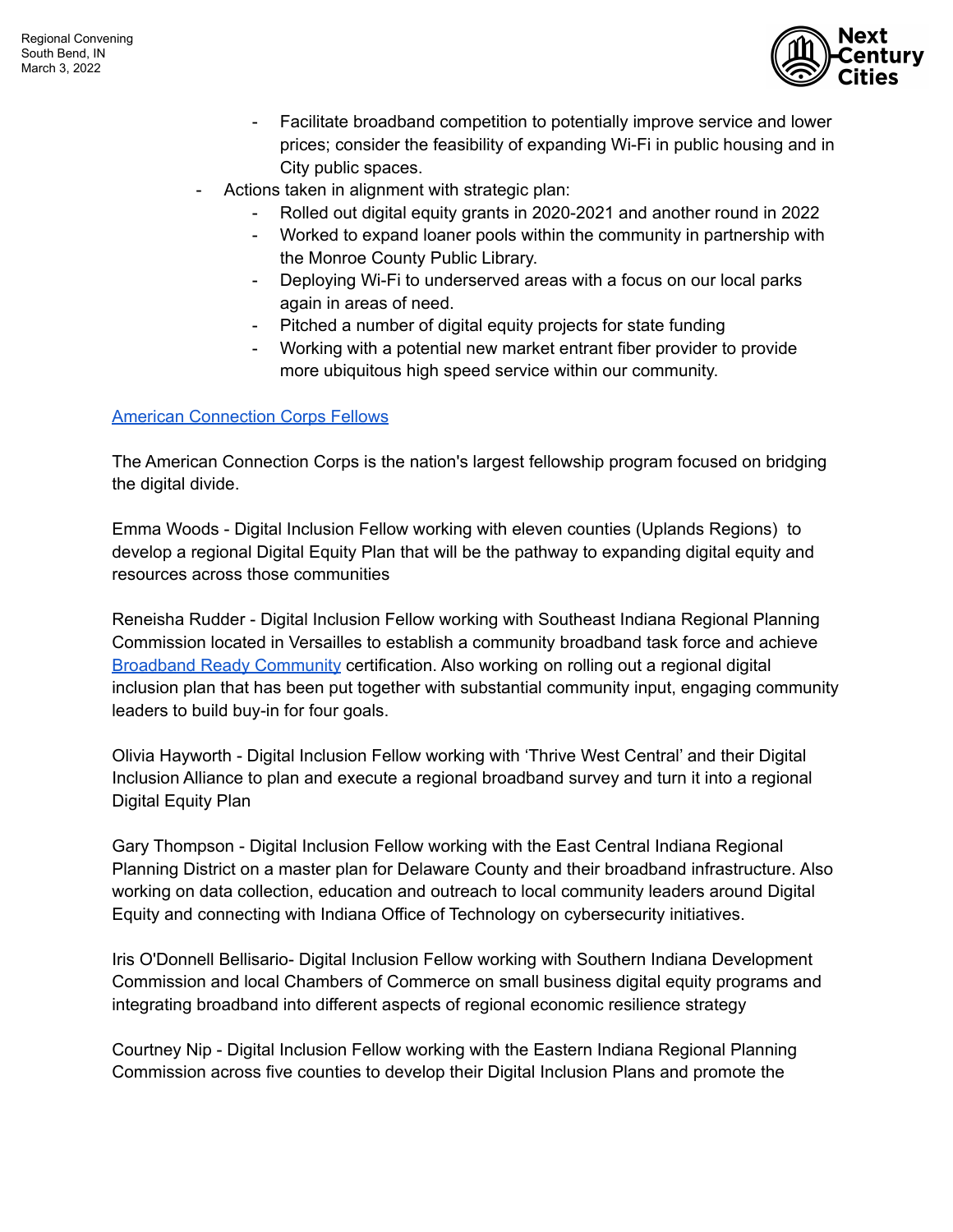- Facilitate broadband competition to potentially improve service and lower prices; consider the feasibility of expanding Wi-Fi in public housing and in City public spaces.
- Actions taken in alignment with strategic plan:
    - Rolled out digital equity grants in 2020-2021 and another round in 2022
    - Worked to expand loaner pools within the community in partnership with the Monroe County Public Library.
    - Deploying Wi-Fi to underserved areas with a focus on our local parks again in areas of need.
    - Pitched a number of digital equity projects for state funding
    - Working with a potential new market entrant fiber provider to provide more ubiquitous high speed service within our community.

[American Connection Corps Fellows]

The American Connection Corps is the nation's largest fellowship program focused on bridging the digital divide.

Emma Woods - Digital Inclusion Fellow working with eleven counties (Uplands Regions) to develop a regional Digital Equity Plan that will be the pathway to expanding digital equity and resources across those communities

Reneisha Rudder - Digital Inclusion Fellow working with Southeast Indiana Regional Planning Commission located in Versailles to establish a community broadband task force and achieve [Broadband Ready Community] certification. Also working on rolling out a regional digital inclusion plan that has been put together with substantial community input, engaging community leaders to build buy-in for four goals.

Olivia Hayworth - Digital Inclusion Fellow working with 'Thrive West Central' and their Digital Inclusion Alliance to plan and execute a regional broadband survey and turn it into a regional Digital Equity Plan

Gary Thompson - Digital Inclusion Fellow working with the East Central Indiana Regional Planning District on a master plan for Delaware County and their broadband infrastructure. Also working on data collection, education and outreach to local community leaders around Digital Equity and connecting with Indiana Office of Technology on cybersecurity initiatives.

Iris O'Donnell Bellisario- Digital Inclusion Fellow working with Southern Indiana Development Commission and local Chambers of Commerce on small business digital equity programs and integrating broadband into different aspects of regional economic resilience strategy

Courtney Nip - Digital Inclusion Fellow working with the Eastern Indiana Regional Planning Commission across five counties to develop their Digital Inclusion Plans and promote the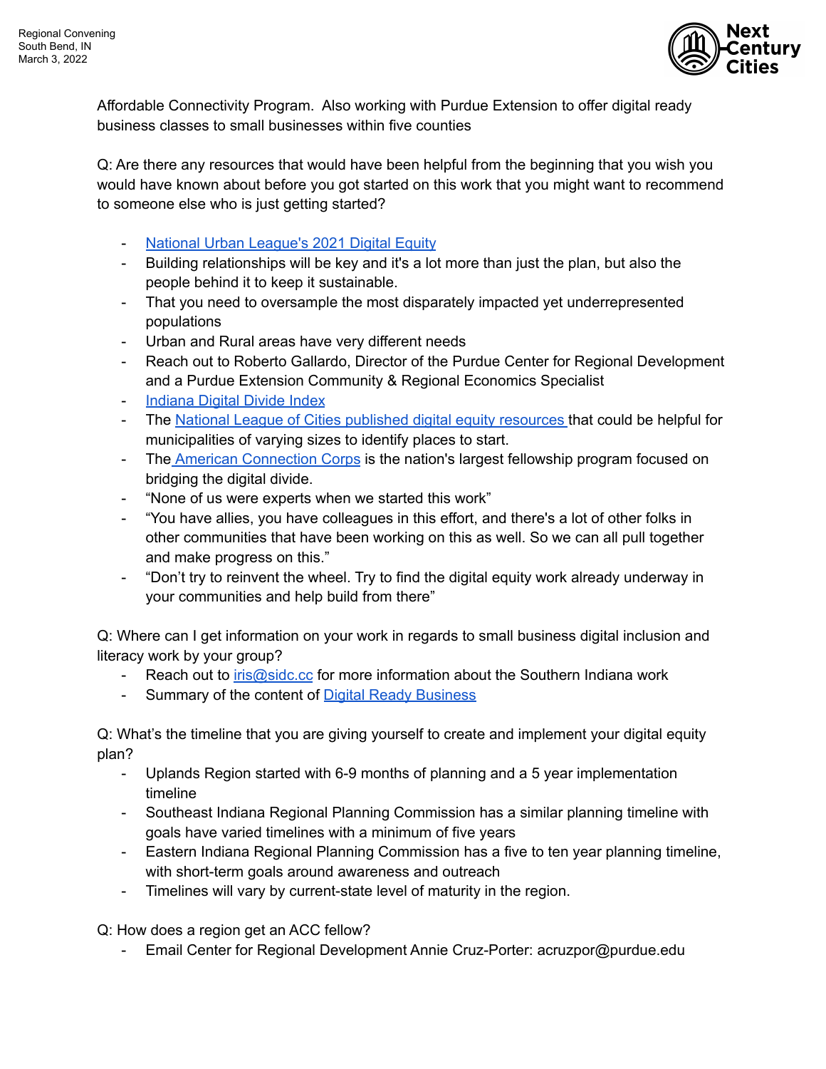Affordable Connectivity Program. Also working with Purdue Extension to offer digital ready business classes to small businesses within five counties

Q: Are there any resources that would have been helpful from the beginning that you wish you would have known about before you got started on this work that you might want to recommend to someone else who is just getting started?

- National Urban League's 2021 Digital Equity
- Building relationships will be key and it's a lot more than just the plan, but also the people behind it to keep it sustainable.
- That you need to oversample the most disparately impacted yet underrepresented populations
- Urban and Rural areas have very different needs
- Reach out to Roberto Gallardo, Director of the Purdue Center for Regional Development and a Purdue Extension Community & Regional Economics Specialist
- Indiana Digital Divide Index
- The National League of Cities published digital equity resources that could be helpful for municipalities of varying sizes to identify places to start.
- The American Connection Corps is the nation's largest fellowship program focused on bridging the digital divide.
- "None of us were experts when we started this work"
- "You have allies, you have colleagues in this effort, and there's a lot of other folks in other communities that have been working on this as well. So we can all pull together and make progress on this."
- "Don't try to reinvent the wheel. Try to find the digital equity work already underway in your communities and help build from there"

Q: Where can I get information on your work in regards to small business digital inclusion and literacy work by your group?

- Reach out to iris@sidc.cc for more information about the Southern Indiana work
- Summary of the content of Digital Ready Business

Q: What's the timeline that you are giving yourself to create and implement your digital equity plan?

- Uplands Region started with 6-9 months of planning and a 5 year implementation timeline
- Southeast Indiana Regional Planning Commission has a similar planning timeline with goals have varied timelines with a minimum of five years
- Eastern Indiana Regional Planning Commission has a five to ten year planning timeline, with short-term goals around awareness and outreach
- Timelines will vary by current-state level of maturity in the region.

Q: How does a region get an ACC fellow?

- Email Center for Regional Development Annie Cruz-Porter: acruzpor@purdue.edu